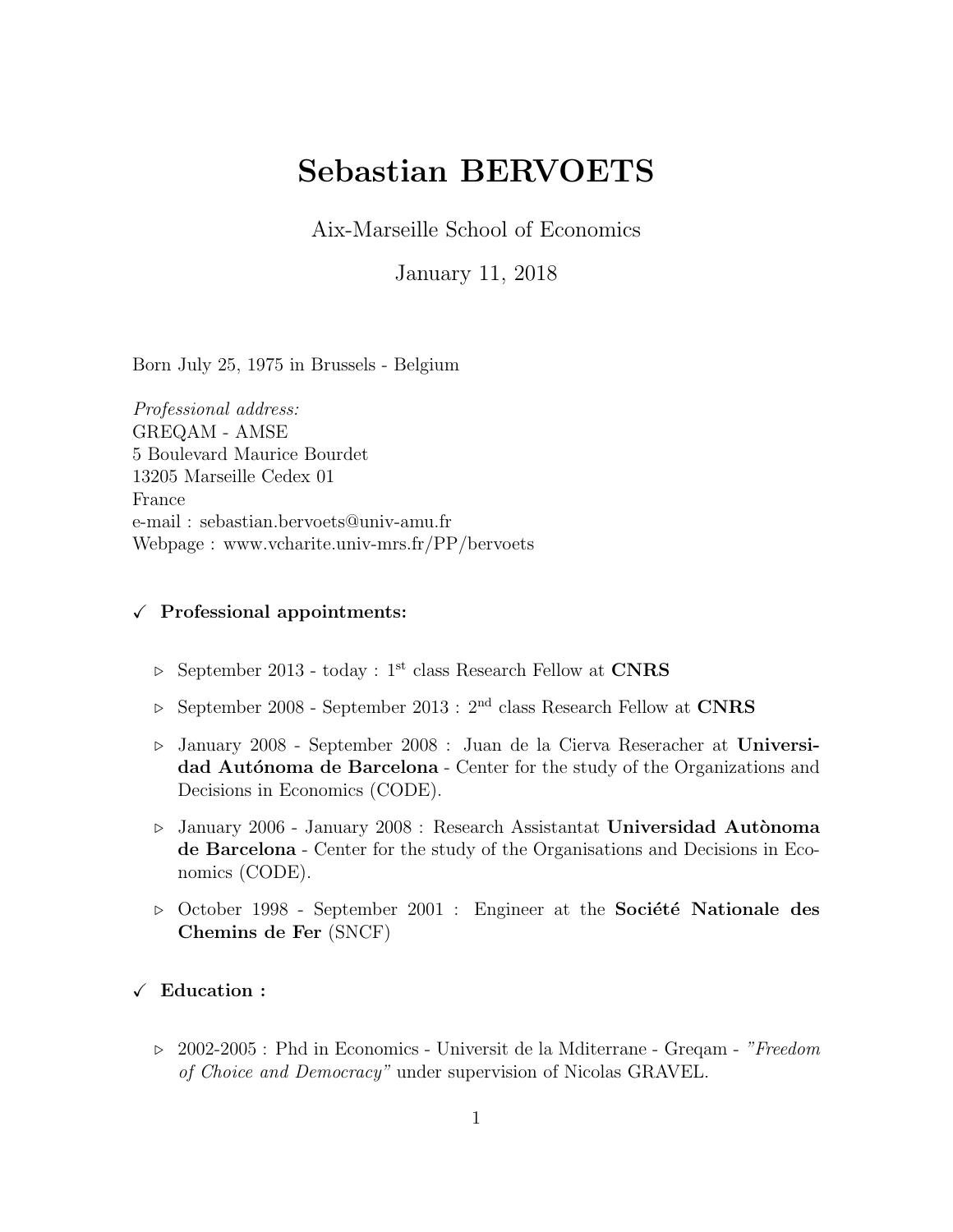# Sebastian BERVOETS

Aix-Marseille School of Economics

January 11, 2018

Born July 25, 1975 in Brussels - Belgium

*Professional address:*
GREQAM - AMSE
5 Boulevard Maurice Bourdet
13205 Marseille Cedex 01
France
e-mail : sebastian.bervoets@univ-amu.fr
Webpage : www.vcharite.univ-mrs.fr/PP/bervoets

## ✓ Professional appointments:

- ▹ September 2013 - today : 1st class Research Fellow at **CNRS**
- ▹ September 2008 - September 2013 : 2nd class Research Fellow at **CNRS**
- ▹ January 2008 - September 2008 : Juan de la Cierva Reseracher at **Universidad Autónoma de Barcelona** - Center for the study of the Organizations and Decisions in Economics (CODE).
- ▹ January 2006 - January 2008 : Research Assistantat **Universidad Autònoma de Barcelona** - Center for the study of the Organisations and Decisions in Economics (CODE).
- ▹ October 1998 - September 2001 : Engineer at the **Société Nationale des Chemins de Fer** (SNCF)

## ✓ Education :

- ▹ 2002-2005 : Phd in Economics - Universit de la Mditerrane - Greqam - *"Freedom of Choice and Democracy"* under supervision of Nicolas GRAVEL.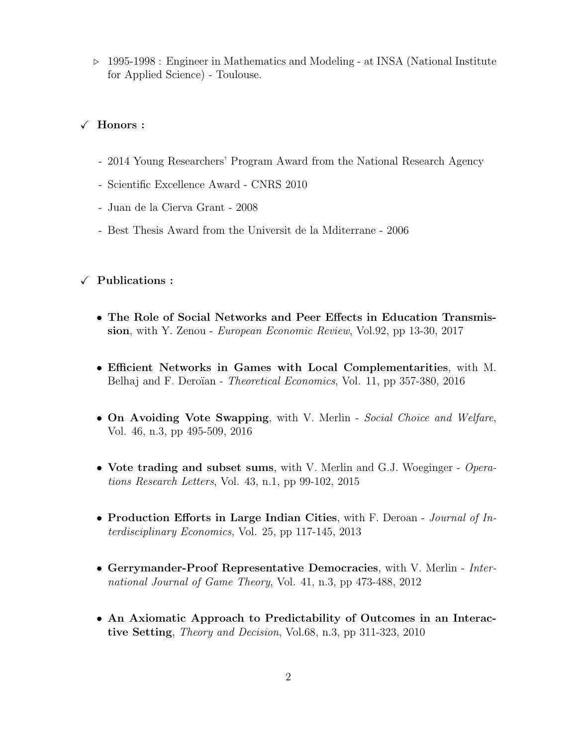▷ 1995-1998 : Engineer in Mathematics and Modeling - at INSA (National Institute for Applied Science) - Toulouse.

## ✓ Honors :

- 2014 Young Researchers' Program Award from the National Research Agency
- Scientific Excellence Award - CNRS 2010
- Juan de la Cierva Grant - 2008
- Best Thesis Award from the Universit de la Mditerrane - 2006

## ✓ Publications :

- **The Role of Social Networks and Peer Effects in Education Transmission**, with Y. Zenou - *European Economic Review*, Vol.92, pp 13-30, 2017

- **Efficient Networks in Games with Local Complementarities**, with M. Belhaj and F. Deroïan - *Theoretical Economics*, Vol. 11, pp 357-380, 2016

- **On Avoiding Vote Swapping**, with V. Merlin - *Social Choice and Welfare*, Vol. 46, n.3, pp 495-509, 2016

- **Vote trading and subset sums**, with V. Merlin and G.J. Woeginger - *Operations Research Letters*, Vol. 43, n.1, pp 99-102, 2015

- **Production Efforts in Large Indian Cities**, with F. Deroan - *Journal of Interdisciplinary Economics*, Vol. 25, pp 117-145, 2013

- **Gerrymander-Proof Representative Democracies**, with V. Merlin - *International Journal of Game Theory*, Vol. 41, n.3, pp 473-488, 2012

- **An Axiomatic Approach to Predictability of Outcomes in an Interactive Setting**, *Theory and Decision*, Vol.68, n.3, pp 311-323, 2010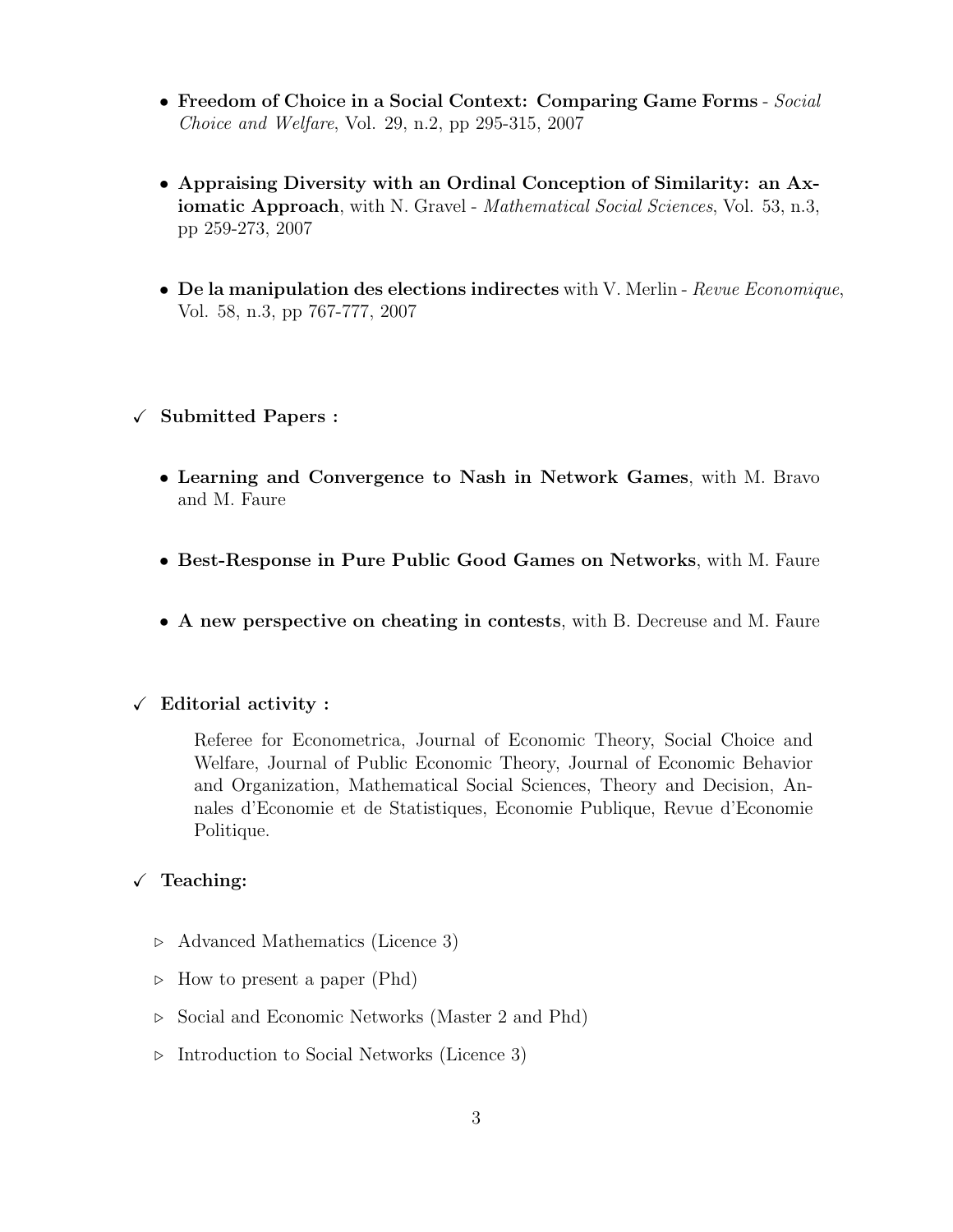- **Freedom of Choice in a Social Context: Comparing Game Forms** - *Social Choice and Welfare*, Vol. 29, n.2, pp 295-315, 2007

- **Appraising Diversity with an Ordinal Conception of Similarity: an Axiomatic Approach**, with N. Gravel - *Mathematical Social Sciences*, Vol. 53, n.3, pp 259-273, 2007

- **De la manipulation des elections indirectes** with V. Merlin - *Revue Economique*, Vol. 58, n.3, pp 767-777, 2007

✓ **Submitted Papers :**

- **Learning and Convergence to Nash in Network Games**, with M. Bravo and M. Faure

- **Best-Response in Pure Public Good Games on Networks**, with M. Faure

- **A new perspective on cheating in contests**, with B. Decreuse and M. Faure

✓ **Editorial activity :**

Referee for Econometrica, Journal of Economic Theory, Social Choice and Welfare, Journal of Public Economic Theory, Journal of Economic Behavior and Organization, Mathematical Social Sciences, Theory and Decision, Annales d'Economie et de Statistiques, Economie Publique, Revue d'Economie Politique.

✓ **Teaching:**

- ▹ Advanced Mathematics (Licence 3)
- ▹ How to present a paper (Phd)
- ▹ Social and Economic Networks (Master 2 and Phd)
- ▹ Introduction to Social Networks (Licence 3)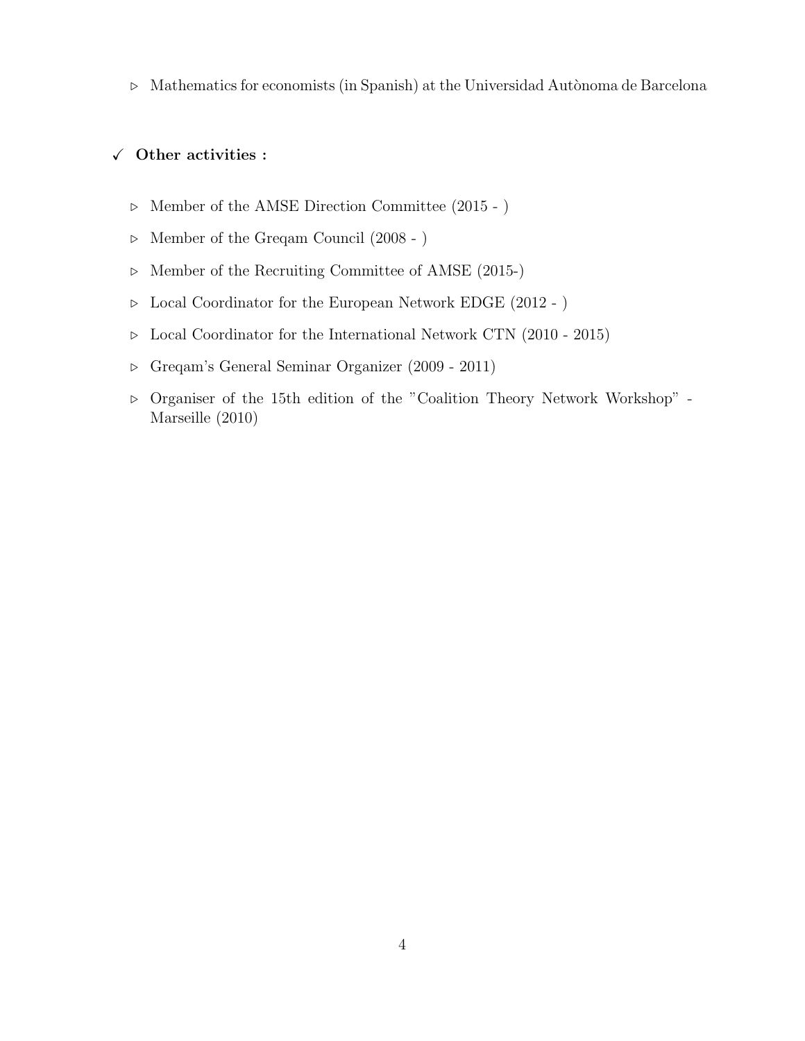- Mathematics for economists (in Spanish) at the Universidad Autònoma de Barcelona

## ✓ Other activities :

- Member of the AMSE Direction Committee (2015 - )
- Member of the Greqam Council (2008 - )
- Member of the Recruiting Committee of AMSE (2015-)
- Local Coordinator for the European Network EDGE (2012 - )
- Local Coordinator for the International Network CTN (2010 - 2015)
- Greqam's General Seminar Organizer (2009 - 2011)
- Organiser of the 15th edition of the "Coalition Theory Network Workshop" - Marseille (2010)